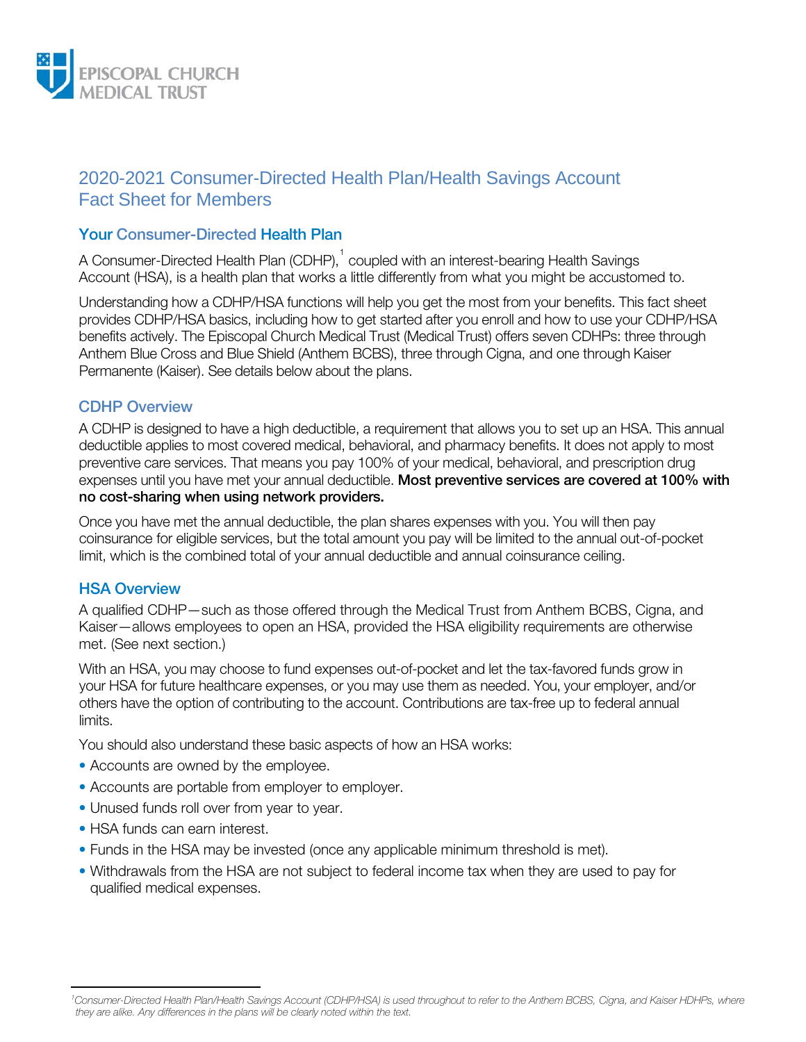EPISCOPAL CHURCH MEDICAL TRUST

# 2020-2021 Consumer-Directed Health Plan/Health Savings Account Fact Sheet for Members

## Your Consumer-Directed Health Plan

A Consumer-Directed Health Plan (CDHP),[1] coupled with an interest-bearing Health Savings Account (HSA), is a health plan that works a little differently from what you might be accustomed to.

Understanding how a CDHP/HSA functions will help you get the most from your benefits. This fact sheet provides CDHP/HSA basics, including how to get started after you enroll and how to use your CDHP/HSA benefits actively. The Episcopal Church Medical Trust (Medical Trust) offers seven CDHPs: three through Anthem Blue Cross and Blue Shield (Anthem BCBS), three through Cigna, and one through Kaiser Permanente (Kaiser). See details below about the plans.

## CDHP Overview

A CDHP is designed to have a high deductible, a requirement that allows you to set up an HSA. This annual deductible applies to most covered medical, behavioral, and pharmacy benefits. It does not apply to most preventive care services. That means you pay 100% of your medical, behavioral, and prescription drug expenses until you have met your annual deductible. **Most preventive services are covered at 100% with no cost-sharing when using network providers.**

Once you have met the annual deductible, the plan shares expenses with you. You will then pay coinsurance for eligible services, but the total amount you pay will be limited to the annual out-of-pocket limit, which is the combined total of your annual deductible and annual coinsurance ceiling.

## HSA Overview

A qualified CDHP—such as those offered through the Medical Trust from Anthem BCBS, Cigna, and Kaiser—allows employees to open an HSA, provided the HSA eligibility requirements are otherwise met. (See next section.)

With an HSA, you may choose to fund expenses out-of-pocket and let the tax-favored funds grow in your HSA for future healthcare expenses, or you may use them as needed. You, your employer, and/or others have the option of contributing to the account. Contributions are tax-free up to federal annual limits.

You should also understand these basic aspects of how an HSA works:

- Accounts are owned by the employee.
- Accounts are portable from employer to employer.
- Unused funds roll over from year to year.
- HSA funds can earn interest.
- Funds in the HSA may be invested (once any applicable minimum threshold is met).
- Withdrawals from the HSA are not subject to federal income tax when they are used to pay for qualified medical expenses.

---

[1] *Consumer-Directed Health Plan/Health Savings Account (CDHP/HSA) is used throughout to refer to the Anthem BCBS, Cigna, and Kaiser HDHPs, where they are alike. Any differences in the plans will be clearly noted within the text.*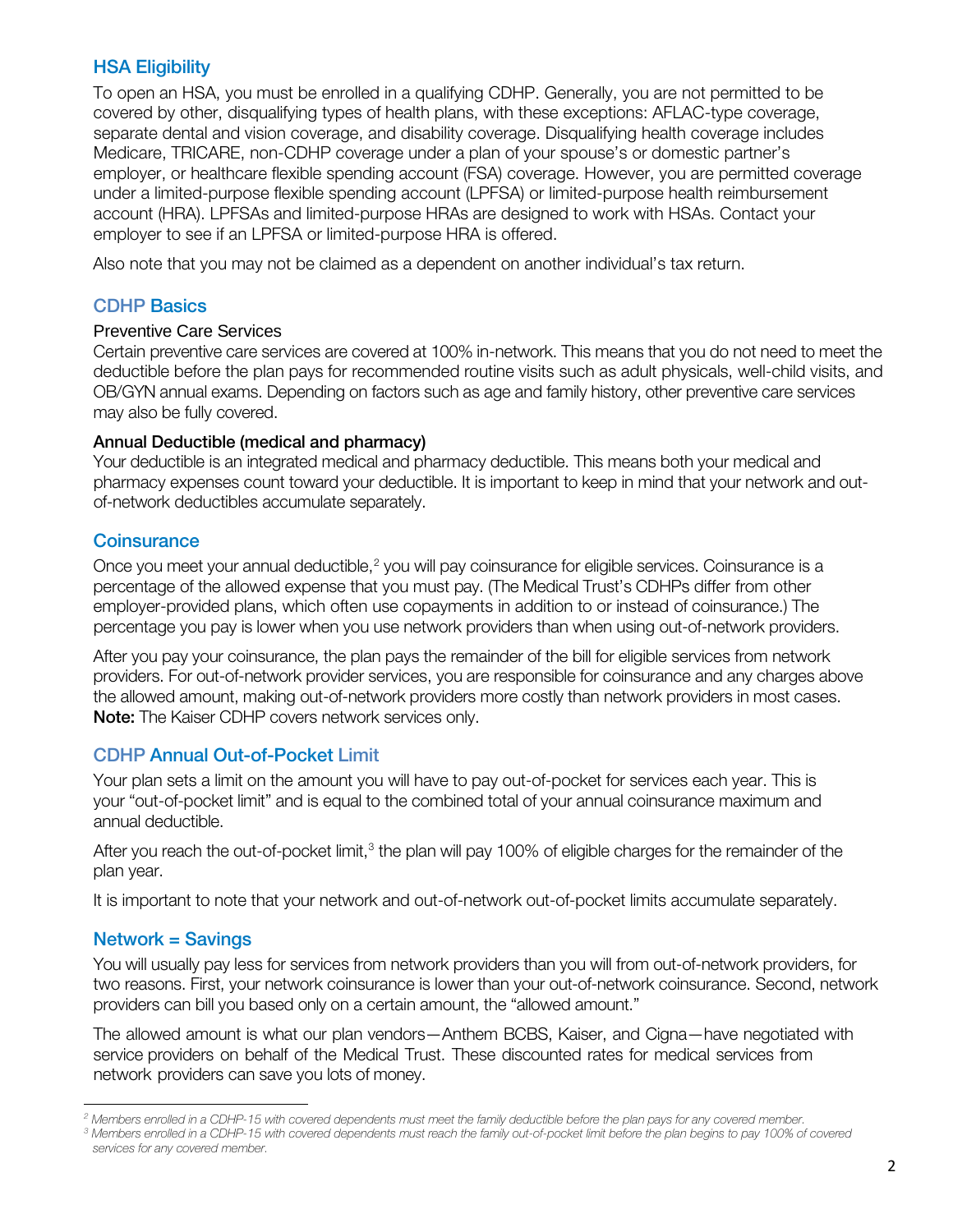## HSA Eligibility

To open an HSA, you must be enrolled in a qualifying CDHP. Generally, you are not permitted to be covered by other, disqualifying types of health plans, with these exceptions: AFLAC-type coverage, separate dental and vision coverage, and disability coverage. Disqualifying health coverage includes Medicare, TRICARE, non-CDHP coverage under a plan of your spouse's or domestic partner's employer, or healthcare flexible spending account (FSA) coverage. However, you are permitted coverage under a limited-purpose flexible spending account (LPFSA) or limited-purpose health reimbursement account (HRA). LPFSAs and limited-purpose HRAs are designed to work with HSAs. Contact your employer to see if an LPFSA or limited-purpose HRA is offered.

Also note that you may not be claimed as a dependent on another individual's tax return.

## CDHP Basics

### Preventive Care Services

Certain preventive care services are covered at 100% in-network. This means that you do not need to meet the deductible before the plan pays for recommended routine visits such as adult physicals, well-child visits, and OB/GYN annual exams. Depending on factors such as age and family history, other preventive care services may also be fully covered.

### Annual Deductible (medical and pharmacy)

Your deductible is an integrated medical and pharmacy deductible. This means both your medical and pharmacy expenses count toward your deductible. It is important to keep in mind that your network and out-of-network deductibles accumulate separately.

## Coinsurance

Once you meet your annual deductible,[2] you will pay coinsurance for eligible services. Coinsurance is a percentage of the allowed expense that you must pay. (The Medical Trust's CDHPs differ from other employer-provided plans, which often use copayments in addition to or instead of coinsurance.) The percentage you pay is lower when you use network providers than when using out-of-network providers.

After you pay your coinsurance, the plan pays the remainder of the bill for eligible services from network providers. For out-of-network provider services, you are responsible for coinsurance and any charges above the allowed amount, making out-of-network providers more costly than network providers in most cases. **Note:** The Kaiser CDHP covers network services only.

## CDHP Annual Out-of-Pocket Limit

Your plan sets a limit on the amount you will have to pay out-of-pocket for services each year. This is your "out-of-pocket limit" and is equal to the combined total of your annual coinsurance maximum and annual deductible.

After you reach the out-of-pocket limit,[3] the plan will pay 100% of eligible charges for the remainder of the plan year.

It is important to note that your network and out-of-network out-of-pocket limits accumulate separately.

## Network = Savings

You will usually pay less for services from network providers than you will from out-of-network providers, for two reasons. First, your network coinsurance is lower than your out-of-network coinsurance. Second, network providers can bill you based only on a certain amount, the "allowed amount."

The allowed amount is what our plan vendors—Anthem BCBS, Kaiser, and Cigna—have negotiated with service providers on behalf of the Medical Trust. These discounted rates for medical services from network providers can save you lots of money.

---

*[2] Members enrolled in a CDHP-15 with covered dependents must meet the family deductible before the plan pays for any covered member.*

*[3] Members enrolled in a CDHP-15 with covered dependents must reach the family out-of-pocket limit before the plan begins to pay 100% of covered services for any covered member.*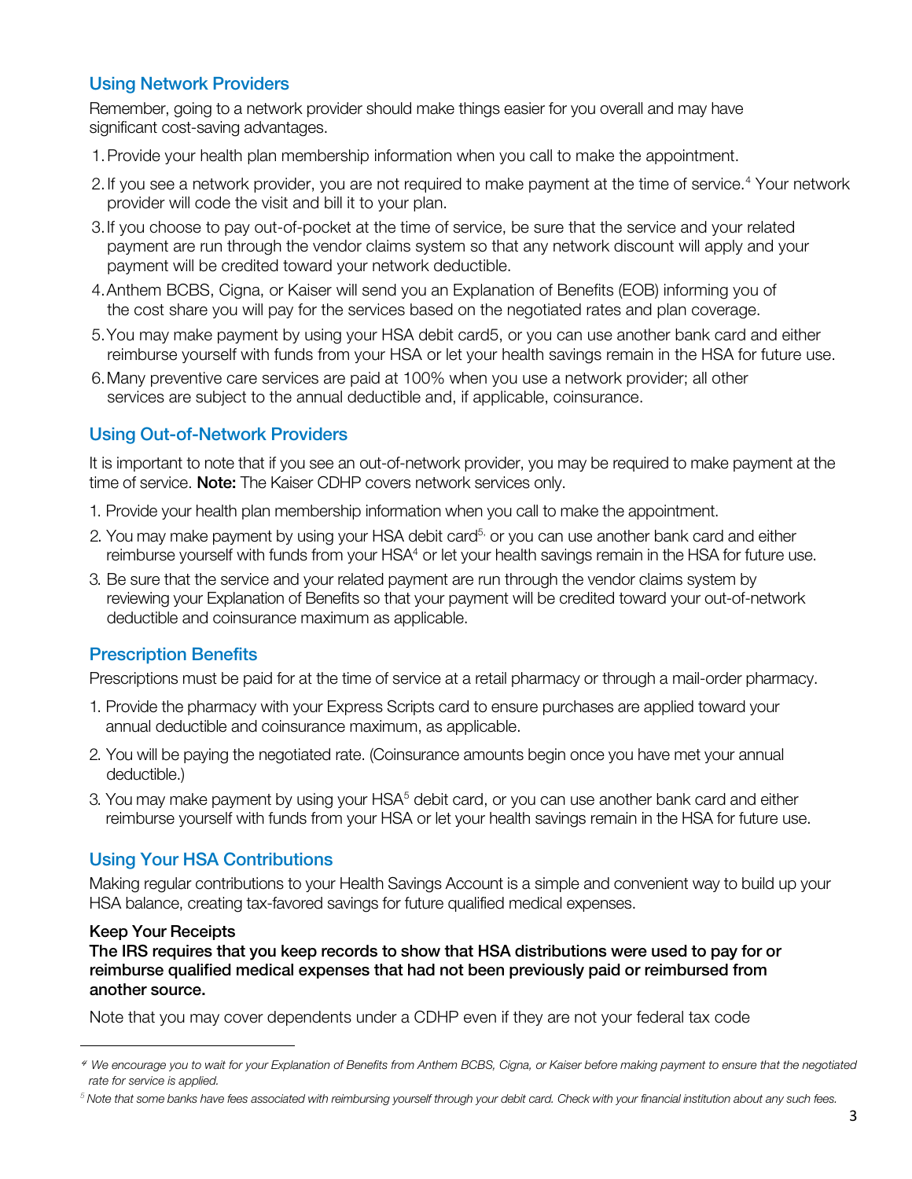## Using Network Providers

Remember, going to a network provider should make things easier for you overall and may have significant cost-saving advantages.

1. Provide your health plan membership information when you call to make the appointment.
2. If you see a network provider, you are not required to make payment at the time of service.[4] Your network provider will code the visit and bill it to your plan.
3. If you choose to pay out-of-pocket at the time of service, be sure that the service and your related payment are run through the vendor claims system so that any network discount will apply and your payment will be credited toward your network deductible.
4. Anthem BCBS, Cigna, or Kaiser will send you an Explanation of Benefits (EOB) informing you of the cost share you will pay for the services based on the negotiated rates and plan coverage.
5. You may make payment by using your HSA debit card5, or you can use another bank card and either reimburse yourself with funds from your HSA or let your health savings remain in the HSA for future use.
6. Many preventive care services are paid at 100% when you use a network provider; all other services are subject to the annual deductible and, if applicable, coinsurance.

## Using Out-of-Network Providers

It is important to note that if you see an out-of-network provider, you may be required to make payment at the time of service. **Note:** The Kaiser CDHP covers network services only.

1. Provide your health plan membership information when you call to make the appointment.
2. You may make payment by using your HSA debit card[5], or you can use another bank card and either reimburse yourself with funds from your HSA[4] or let your health savings remain in the HSA for future use.
3. Be sure that the service and your related payment are run through the vendor claims system by reviewing your Explanation of Benefits so that your payment will be credited toward your out-of-network deductible and coinsurance maximum as applicable.

## Prescription Benefits

Prescriptions must be paid for at the time of service at a retail pharmacy or through a mail-order pharmacy.

1. Provide the pharmacy with your Express Scripts card to ensure purchases are applied toward your annual deductible and coinsurance maximum, as applicable.
2. You will be paying the negotiated rate. (Coinsurance amounts begin once you have met your annual deductible.)
3. You may make payment by using your HSA[5] debit card, or you can use another bank card and either reimburse yourself with funds from your HSA or let your health savings remain in the HSA for future use.

## Using Your HSA Contributions

Making regular contributions to your Health Savings Account is a simple and convenient way to build up your HSA balance, creating tax-favored savings for future qualified medical expenses.

**Keep Your Receipts**

**The IRS requires that you keep records to show that HSA distributions were used to pay for or reimburse qualified medical expenses that had not been previously paid or reimbursed from another source.**

Note that you may cover dependents under a CDHP even if they are not your federal tax code

---

[4] *We encourage you to wait for your Explanation of Benefits from Anthem BCBS, Cigna, or Kaiser before making payment to ensure that the negotiated rate for service is applied.*

[5] *Note that some banks have fees associated with reimbursing yourself through your debit card. Check with your financial institution about any such fees.*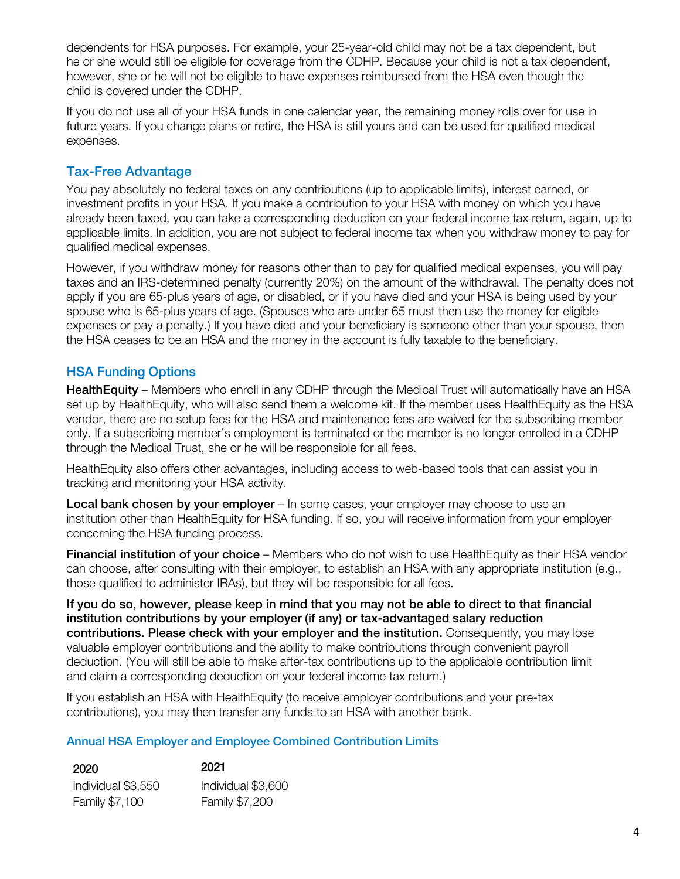dependents for HSA purposes. For example, your 25-year-old child may not be a tax dependent, but he or she would still be eligible for coverage from the CDHP. Because your child is not a tax dependent, however, she or he will not be eligible to have expenses reimbursed from the HSA even though the child is covered under the CDHP.

If you do not use all of your HSA funds in one calendar year, the remaining money rolls over for use in future years. If you change plans or retire, the HSA is still yours and can be used for qualified medical expenses.

## Tax-Free Advantage

You pay absolutely no federal taxes on any contributions (up to applicable limits), interest earned, or investment profits in your HSA. If you make a contribution to your HSA with money on which you have already been taxed, you can take a corresponding deduction on your federal income tax return, again, up to applicable limits. In addition, you are not subject to federal income tax when you withdraw money to pay for qualified medical expenses.

However, if you withdraw money for reasons other than to pay for qualified medical expenses, you will pay taxes and an IRS-determined penalty (currently 20%) on the amount of the withdrawal. The penalty does not apply if you are 65-plus years of age, or disabled, or if you have died and your HSA is being used by your spouse who is 65-plus years of age. (Spouses who are under 65 must then use the money for eligible expenses or pay a penalty.) If you have died and your beneficiary is someone other than your spouse, then the HSA ceases to be an HSA and the money in the account is fully taxable to the beneficiary.

## HSA Funding Options

**HealthEquity** – Members who enroll in any CDHP through the Medical Trust will automatically have an HSA set up by HealthEquity, who will also send them a welcome kit. If the member uses HealthEquity as the HSA vendor, there are no setup fees for the HSA and maintenance fees are waived for the subscribing member only. If a subscribing member's employment is terminated or the member is no longer enrolled in a CDHP through the Medical Trust, she or he will be responsible for all fees.

HealthEquity also offers other advantages, including access to web-based tools that can assist you in tracking and monitoring your HSA activity.

**Local bank chosen by your employer** – In some cases, your employer may choose to use an institution other than HealthEquity for HSA funding. If so, you will receive information from your employer concerning the HSA funding process.

**Financial institution of your choice** – Members who do not wish to use HealthEquity as their HSA vendor can choose, after consulting with their employer, to establish an HSA with any appropriate institution (e.g., those qualified to administer IRAs), but they will be responsible for all fees.

**If you do so, however, please keep in mind that you may not be able to direct to that financial institution contributions by your employer (if any) or tax-advantaged salary reduction contributions. Please check with your employer and the institution.** Consequently, you may lose valuable employer contributions and the ability to make contributions through convenient payroll deduction. (You will still be able to make after-tax contributions up to the applicable contribution limit and claim a corresponding deduction on your federal income tax return.)

If you establish an HSA with HealthEquity (to receive employer contributions and your pre-tax contributions), you may then transfer any funds to an HSA with another bank.

### Annual HSA Employer and Employee Combined Contribution Limits

| 2020 | 2021 |
|---|---|
| Individual $3,550 | Individual $3,600 |
| Family $7,100 | Family $7,200 |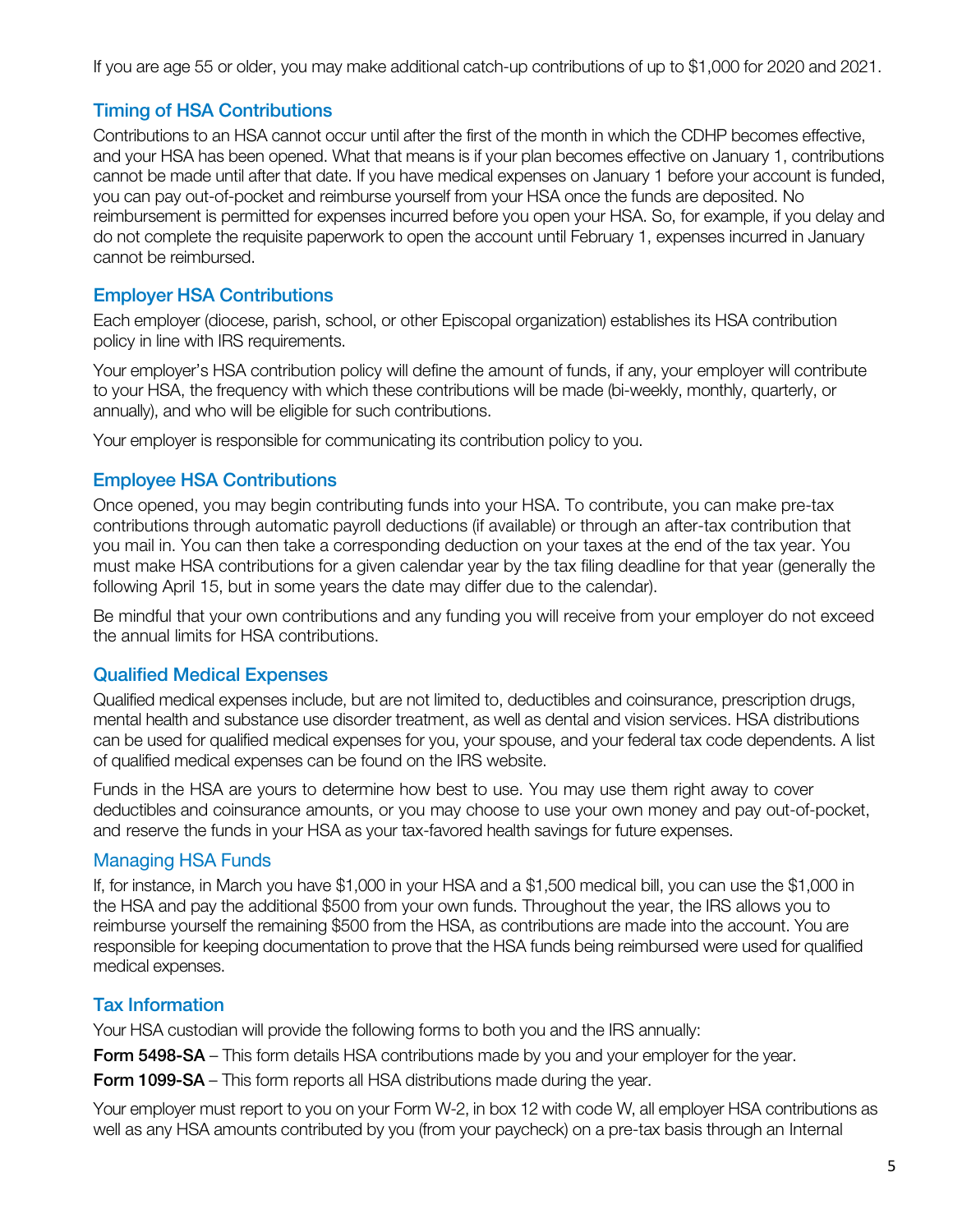If you are age 55 or older, you may make additional catch-up contributions of up to $1,000 for 2020 and 2021.

### Timing of HSA Contributions

Contributions to an HSA cannot occur until after the first of the month in which the CDHP becomes effective, and your HSA has been opened. What that means is if your plan becomes effective on January 1, contributions cannot be made until after that date. If you have medical expenses on January 1 before your account is funded, you can pay out-of-pocket and reimburse yourself from your HSA once the funds are deposited. No reimbursement is permitted for expenses incurred before you open your HSA. So, for example, if you delay and do not complete the requisite paperwork to open the account until February 1, expenses incurred in January cannot be reimbursed.

### Employer HSA Contributions

Each employer (diocese, parish, school, or other Episcopal organization) establishes its HSA contribution policy in line with IRS requirements.

Your employer's HSA contribution policy will define the amount of funds, if any, your employer will contribute to your HSA, the frequency with which these contributions will be made (bi-weekly, monthly, quarterly, or annually), and who will be eligible for such contributions.

Your employer is responsible for communicating its contribution policy to you.

### Employee HSA Contributions

Once opened, you may begin contributing funds into your HSA. To contribute, you can make pre-tax contributions through automatic payroll deductions (if available) or through an after-tax contribution that you mail in. You can then take a corresponding deduction on your taxes at the end of the tax year. You must make HSA contributions for a given calendar year by the tax filing deadline for that year (generally the following April 15, but in some years the date may differ due to the calendar).

Be mindful that your own contributions and any funding you will receive from your employer do not exceed the annual limits for HSA contributions.

### Qualified Medical Expenses

Qualified medical expenses include, but are not limited to, deductibles and coinsurance, prescription drugs, mental health and substance use disorder treatment, as well as dental and vision services. HSA distributions can be used for qualified medical expenses for you, your spouse, and your federal tax code dependents. A list of qualified medical expenses can be found on the IRS website.

Funds in the HSA are yours to determine how best to use. You may use them right away to cover deductibles and coinsurance amounts, or you may choose to use your own money and pay out-of-pocket, and reserve the funds in your HSA as your tax-favored health savings for future expenses.

### Managing HSA Funds

If, for instance, in March you have $1,000 in your HSA and a $1,500 medical bill, you can use the $1,000 in the HSA and pay the additional $500 from your own funds. Throughout the year, the IRS allows you to reimburse yourself the remaining $500 from the HSA, as contributions are made into the account. You are responsible for keeping documentation to prove that the HSA funds being reimbursed were used for qualified medical expenses.

### Tax Information

Your HSA custodian will provide the following forms to both you and the IRS annually:

**Form 5498-SA** – This form details HSA contributions made by you and your employer for the year.

**Form 1099-SA** – This form reports all HSA distributions made during the year.

Your employer must report to you on your Form W-2, in box 12 with code W, all employer HSA contributions as well as any HSA amounts contributed by you (from your paycheck) on a pre-tax basis through an Internal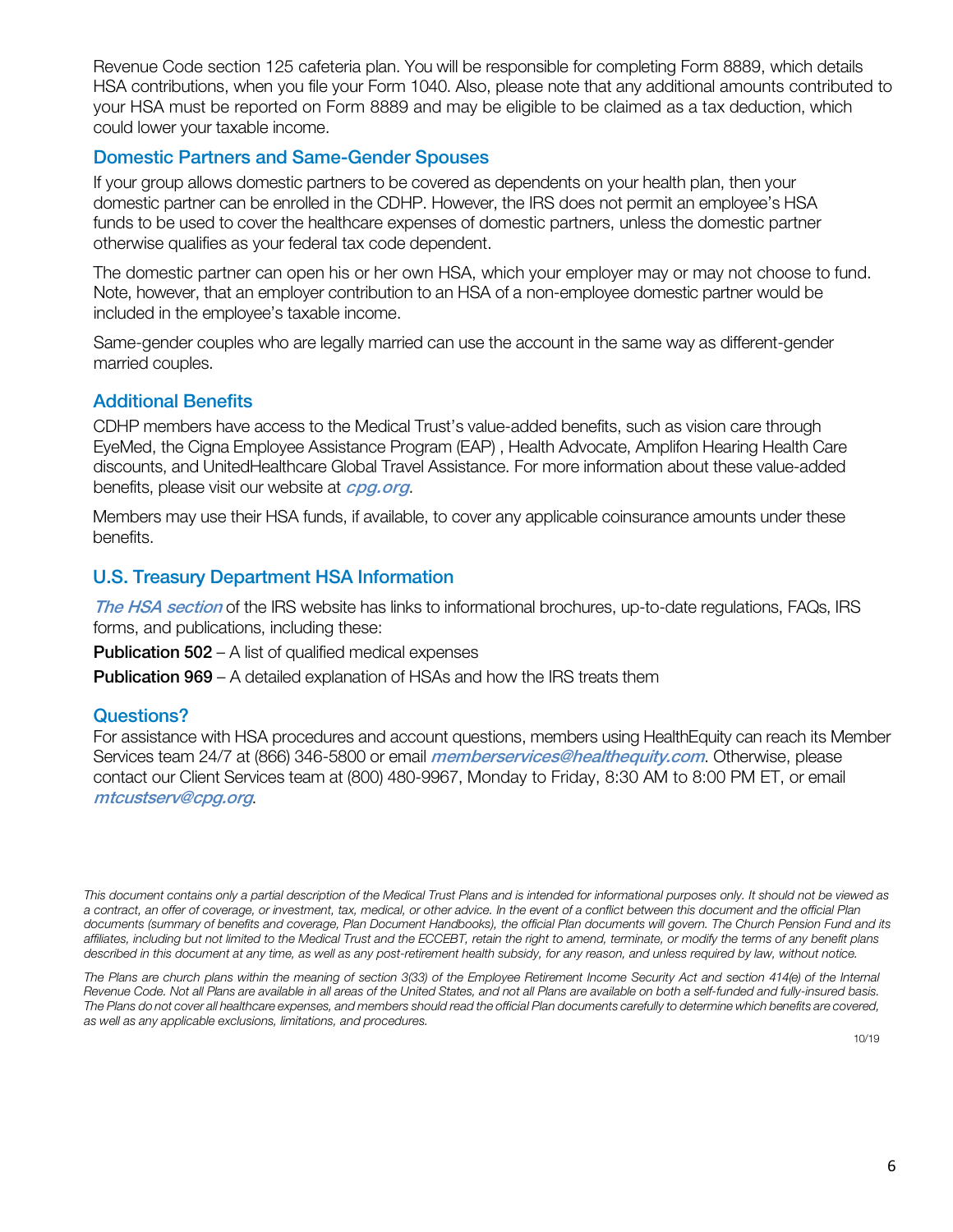Revenue Code section 125 cafeteria plan. You will be responsible for completing Form 8889, which details HSA contributions, when you file your Form 1040. Also, please note that any additional amounts contributed to your HSA must be reported on Form 8889 and may be eligible to be claimed as a tax deduction, which could lower your taxable income.

## Domestic Partners and Same-Gender Spouses

If your group allows domestic partners to be covered as dependents on your health plan, then your domestic partner can be enrolled in the CDHP. However, the IRS does not permit an employee's HSA funds to be used to cover the healthcare expenses of domestic partners, unless the domestic partner otherwise qualifies as your federal tax code dependent.

The domestic partner can open his or her own HSA, which your employer may or may not choose to fund. Note, however, that an employer contribution to an HSA of a non-employee domestic partner would be included in the employee's taxable income.

Same-gender couples who are legally married can use the account in the same way as different-gender married couples.

## Additional Benefits

CDHP members have access to the Medical Trust's value-added benefits, such as vision care through EyeMed, the Cigna Employee Assistance Program (EAP) , Health Advocate, Amplifon Hearing Health Care discounts, and UnitedHealthcare Global Travel Assistance. For more information about these value-added benefits, please visit our website at *cpg.org*.

Members may use their HSA funds, if available, to cover any applicable coinsurance amounts under these benefits.

## U.S. Treasury Department HSA Information

*The HSA section* of the IRS website has links to informational brochures, up-to-date regulations, FAQs, IRS forms, and publications, including these:

**Publication 502** – A list of qualified medical expenses

**Publication 969** – A detailed explanation of HSAs and how the IRS treats them

## Questions?

For assistance with HSA procedures and account questions, members using HealthEquity can reach its Member Services team 24/7 at (866) 346-5800 or email *memberservices@healthequity.com*. Otherwise, please contact our Client Services team at (800) 480-9967, Monday to Friday, 8:30 AM to 8:00 PM ET, or email *mtcustserv@cpg.org*.

*This document contains only a partial description of the Medical Trust Plans and is intended for informational purposes only. It should not be viewed as a contract, an offer of coverage, or investment, tax, medical, or other advice. In the event of a conflict between this document and the official Plan documents (summary of benefits and coverage, Plan Document Handbooks), the official Plan documents will govern. The Church Pension Fund and its affiliates, including but not limited to the Medical Trust and the ECCEBT, retain the right to amend, terminate, or modify the terms of any benefit plans described in this document at any time, as well as any post-retirement health subsidy, for any reason, and unless required by law, without notice.*

*The Plans are church plans within the meaning of section 3(33) of the Employee Retirement Income Security Act and section 414(e) of the Internal Revenue Code. Not all Plans are available in all areas of the United States, and not all Plans are available on both a self-funded and fully-insured basis. The Plans do not cover all healthcare expenses, and members should read the official Plan documents carefully to determine which benefits are covered, as well as any applicable exclusions, limitations, and procedures.*

10/19